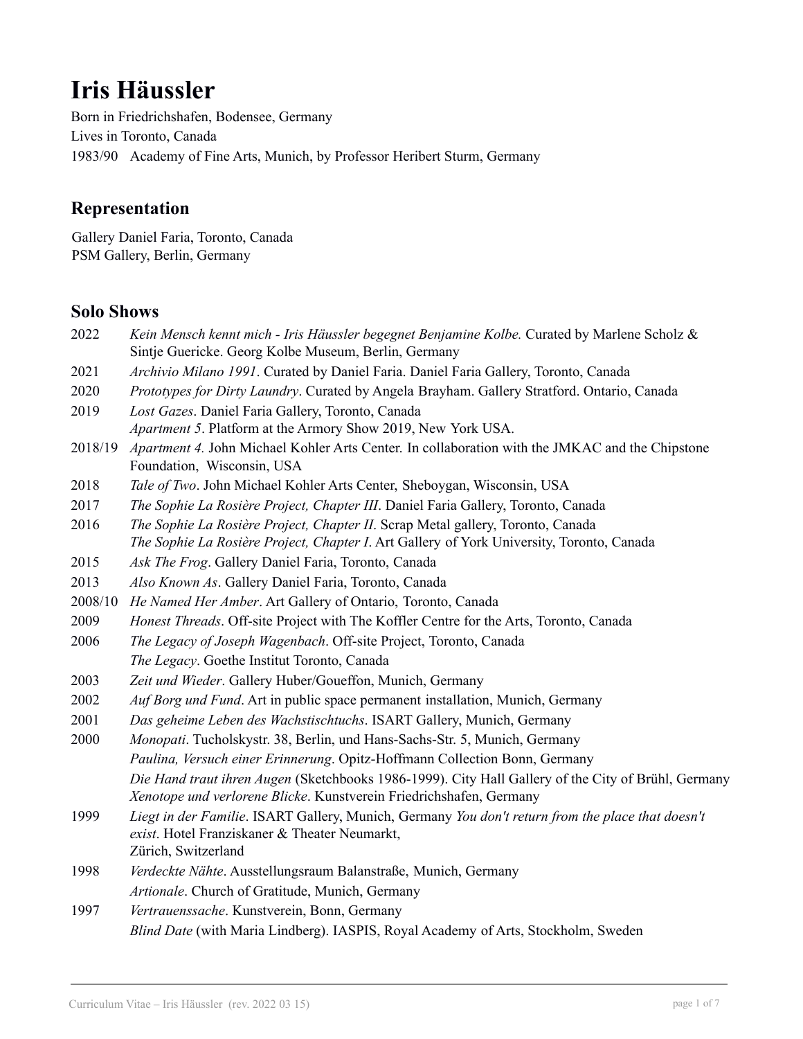# Iris Häussler

Born in Friedrichshafen, Bodensee, Germany
Lives in Toronto, Canada
1983/90 Academy of Fine Arts, Munich, by Professor Heribert Sturm, Germany

## Representation

Gallery Daniel Faria, Toronto, Canada
PSM Gallery, Berlin, Germany

## Solo Shows

2022 *Kein Mensch kennt mich - Iris Häussler begegnet Benjamine Kolbe.* Curated by Marlene Scholz & Sintje Guericke. Georg Kolbe Museum, Berlin, Germany

2021 *Archivio Milano 1991*. Curated by Daniel Faria. Daniel Faria Gallery, Toronto, Canada

2020 *Prototypes for Dirty Laundry*. Curated by Angela Brayham. Gallery Stratford. Ontario, Canada

2019 *Lost Gazes*. Daniel Faria Gallery, Toronto, Canada
*Apartment 5*. Platform at the Armory Show 2019, New York USA.

2018/19 *Apartment 4.* John Michael Kohler Arts Center. In collaboration with the JMKAC and the Chipstone Foundation, Wisconsin, USA

2018 *Tale of Two*. John Michael Kohler Arts Center, Sheboygan, Wisconsin, USA

2017 *The Sophie La Rosière Project, Chapter III*. Daniel Faria Gallery, Toronto, Canada

2016 *The Sophie La Rosière Project, Chapter II*. Scrap Metal gallery, Toronto, Canada
*The Sophie La Rosière Project, Chapter I*. Art Gallery of York University, Toronto, Canada

2015 *Ask The Frog*. Gallery Daniel Faria, Toronto, Canada

2013 *Also Known As*. Gallery Daniel Faria, Toronto, Canada

2008/10 *He Named Her Amber*. Art Gallery of Ontario, Toronto, Canada

2009 *Honest Threads*. Off-site Project with The Koffler Centre for the Arts, Toronto, Canada

2006 *The Legacy of Joseph Wagenbach*. Off-site Project, Toronto, Canada
*The Legacy*. Goethe Institut Toronto, Canada

2003 *Zeit und Wieder*. Gallery Huber/Goueffon, Munich, Germany

2002 *Auf Borg und Fund*. Art in public space permanent installation, Munich, Germany

2001 *Das geheime Leben des Wachstischtuchs*. ISART Gallery, Munich, Germany

2000 *Monopati*. Tucholskystr. 38, Berlin, und Hans-Sachs-Str. 5, Munich, Germany
*Paulina, Versuch einer Erinnerung*. Opitz-Hoffmann Collection Bonn, Germany
*Die Hand traut ihren Augen* (Sketchbooks 1986-1999). City Hall Gallery of the City of Brühl, Germany
*Xenotope und verlorene Blicke*. Kunstverein Friedrichshafen, Germany

1999 *Liegt in der Familie*. ISART Gallery, Munich, Germany *You don't return from the place that doesn't exist*. Hotel Franziskaner & Theater Neumarkt, Zürich, Switzerland

1998 *Verdeckte Nähte*. Ausstellungsraum Balanstraße, Munich, Germany
*Artionale*. Church of Gratitude, Munich, Germany

1997 *Vertrauenssache*. Kunstverein, Bonn, Germany
*Blind Date* (with Maria Lindberg). IASPIS, Royal Academy of Arts, Stockholm, Sweden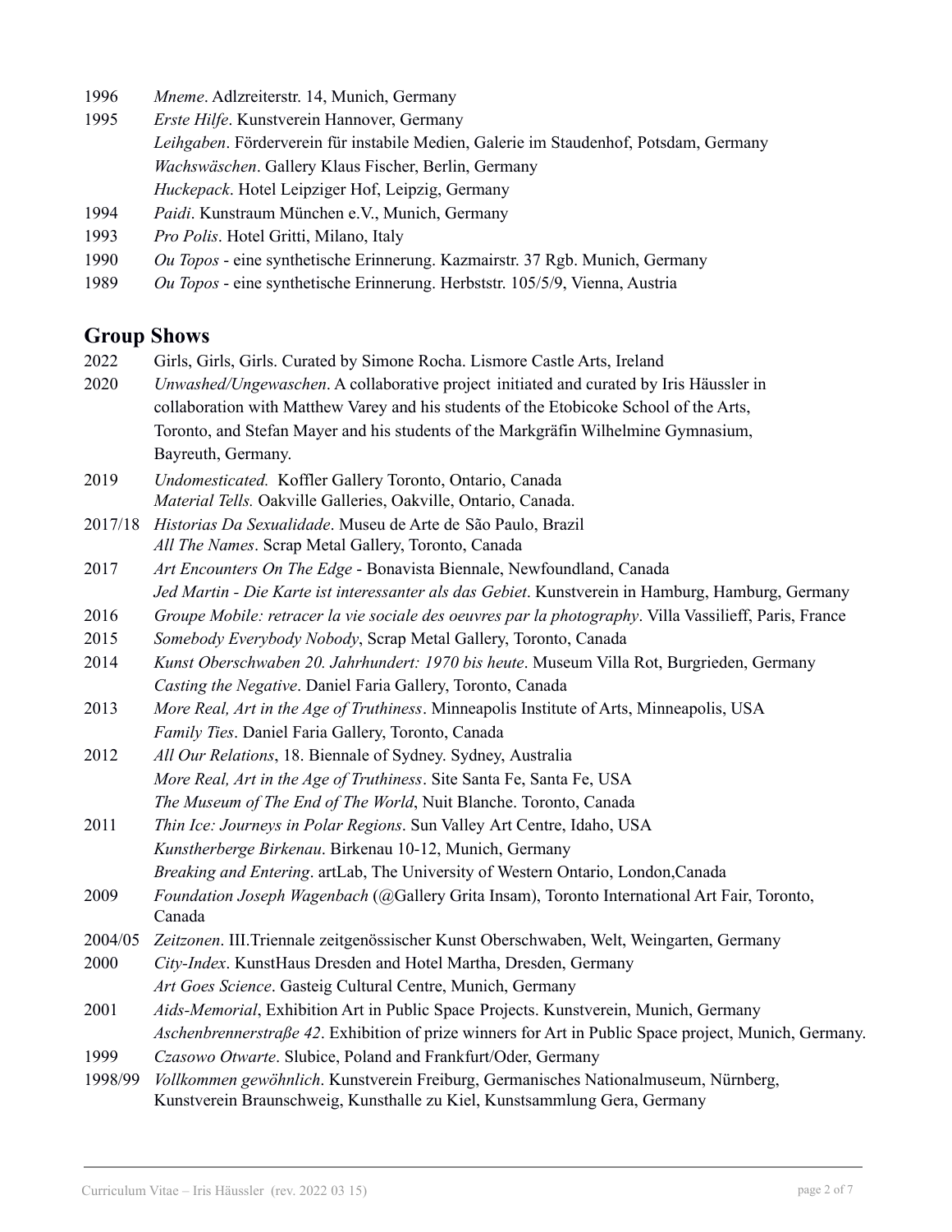1996 *Mneme*. Adlzreiterstr. 14, Munich, Germany

1995 *Erste Hilfe*. Kunstverein Hannover, Germany
*Leihgaben*. Förderverein für instabile Medien, Galerie im Staudenhof, Potsdam, Germany
*Wachswäschen*. Gallery Klaus Fischer, Berlin, Germany
*Huckepack*. Hotel Leipziger Hof, Leipzig, Germany

1994 *Paidi*. Kunstraum München e.V., Munich, Germany

1993 *Pro Polis*. Hotel Gritti, Milano, Italy

1990 *Ou Topos* - eine synthetische Erinnerung. Kazmairstr. 37 Rgb. Munich, Germany

1989 *Ou Topos* - eine synthetische Erinnerung. Herbststr. 105/5/9, Vienna, Austria

## Group Shows

2022 Girls, Girls, Girls. Curated by Simone Rocha. Lismore Castle Arts, Ireland

2020 *Unwashed/Ungewaschen*. A collaborative project initiated and curated by Iris Häussler in collaboration with Matthew Varey and his students of the Etobicoke School of the Arts, Toronto, and Stefan Mayer and his students of the Markgräfin Wilhelmine Gymnasium, Bayreuth, Germany.

2019 *Undomesticated.* Koffler Gallery Toronto, Ontario, Canada
*Material Tells.* Oakville Galleries, Oakville, Ontario, Canada.

2017/18 *Historias Da Sexualidade*. Museu de Arte de São Paulo, Brazil
*All The Names*. Scrap Metal Gallery, Toronto, Canada

2017 *Art Encounters On The Edge* - Bonavista Biennale, Newfoundland, Canada
*Jed Martin - Die Karte ist interessanter als das Gebiet*. Kunstverein in Hamburg, Hamburg, Germany

2016 *Groupe Mobile: retracer la vie sociale des oeuvres par la photography*. Villa Vassilieff, Paris, France

2015 *Somebody Everybody Nobody*, Scrap Metal Gallery, Toronto, Canada

2014 *Kunst Oberschwaben 20. Jahrhundert: 1970 bis heute*. Museum Villa Rot, Burgrieden, Germany
*Casting the Negative*. Daniel Faria Gallery, Toronto, Canada

2013 *More Real, Art in the Age of Truthiness*. Minneapolis Institute of Arts, Minneapolis, USA
*Family Ties*. Daniel Faria Gallery, Toronto, Canada

2012 *All Our Relations*, 18. Biennale of Sydney. Sydney, Australia
*More Real, Art in the Age of Truthiness*. Site Santa Fe, Santa Fe, USA
*The Museum of The End of The World*, Nuit Blanche. Toronto, Canada

2011 *Thin Ice: Journeys in Polar Regions*. Sun Valley Art Centre, Idaho, USA
*Kunstherberge Birkenau*. Birkenau 10-12, Munich, Germany
*Breaking and Entering*. artLab, The University of Western Ontario, London,Canada

2009 *Foundation Joseph Wagenbach* (@Gallery Grita Insam), Toronto International Art Fair, Toronto, Canada

2004/05 *Zeitzonen*. III.Triennale zeitgenössischer Kunst Oberschwaben, Welt, Weingarten, Germany

2000 *City-Index*. KunstHaus Dresden and Hotel Martha, Dresden, Germany
*Art Goes Science*. Gasteig Cultural Centre, Munich, Germany

2001 *Aids-Memorial*, Exhibition Art in Public Space Projects. Kunstverein, Munich, Germany
*Aschenbrennerstraße 42*. Exhibition of prize winners for Art in Public Space project, Munich, Germany.

1999 *Czasowo Otwarte*. Slubice, Poland and Frankfurt/Oder, Germany

1998/99 *Vollkommen gewöhnlich*. Kunstverein Freiburg, Germanisches Nationalmuseum, Nürnberg, Kunstverein Braunschweig, Kunsthalle zu Kiel, Kunstsammlung Gera, Germany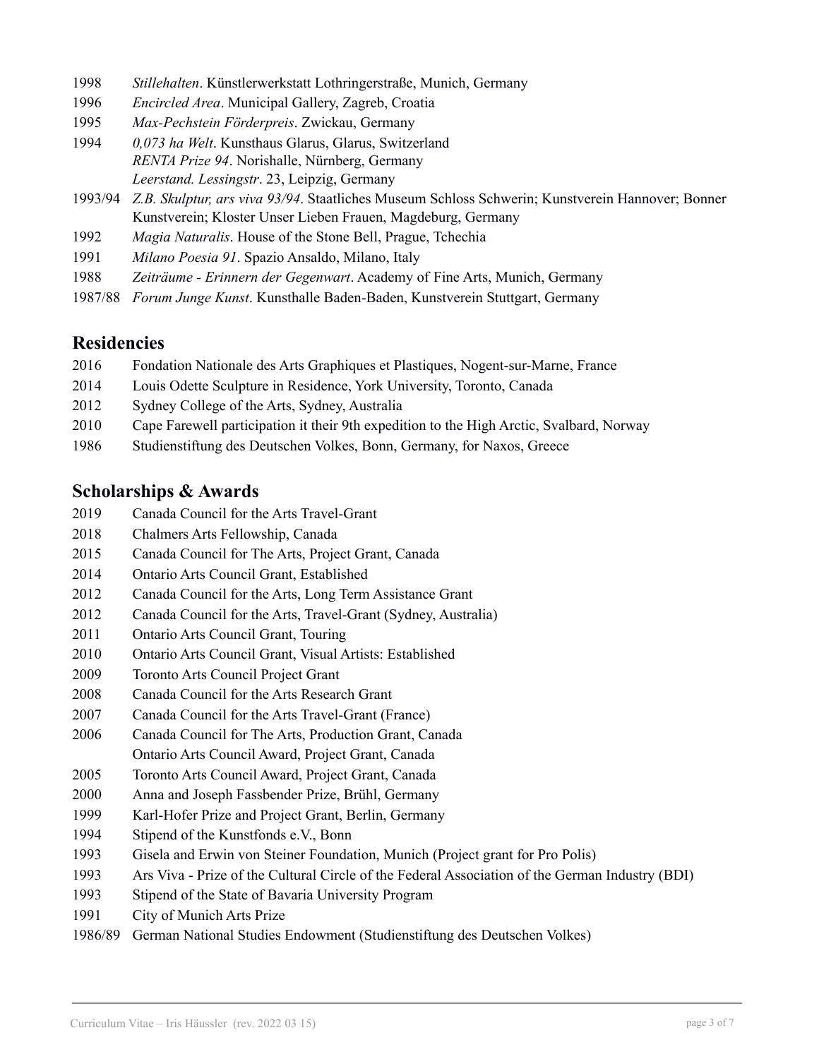1998 *Stillehalten*. Künstlerwerkstatt Lothringerstraße, Munich, Germany
1996 *Encircled Area*. Municipal Gallery, Zagreb, Croatia
1995 *Max-Pechstein Förderpreis*. Zwickau, Germany
1994 *0,073 ha Welt*. Kunsthaus Glarus, Glarus, Switzerland
*RENTA Prize 94*. Norishalle, Nürnberg, Germany
*Leerstand. Lessingstr*. 23, Leipzig, Germany
1993/94 *Z.B. Skulptur, ars viva 93/94*. Staatliches Museum Schloss Schwerin; Kunstverein Hannover; Bonner Kunstverein; Kloster Unser Lieben Frauen, Magdeburg, Germany
1992 *Magia Naturalis*. House of the Stone Bell, Prague, Tchechia
1991 *Milano Poesia 91*. Spazio Ansaldo, Milano, Italy
1988 *Zeiträume - Erinnern der Gegenwart*. Academy of Fine Arts, Munich, Germany
1987/88 *Forum Junge Kunst*. Kunsthalle Baden-Baden, Kunstverein Stuttgart, Germany

## Residencies

2016 Fondation Nationale des Arts Graphiques et Plastiques, Nogent-sur-Marne, France
2014 Louis Odette Sculpture in Residence, York University, Toronto, Canada
2012 Sydney College of the Arts, Sydney, Australia
2010 Cape Farewell participation it their 9th expedition to the High Arctic, Svalbard, Norway
1986 Studienstiftung des Deutschen Volkes, Bonn, Germany, for Naxos, Greece

## Scholarships & Awards

2019 Canada Council for the Arts Travel-Grant
2018 Chalmers Arts Fellowship, Canada
2015 Canada Council for The Arts, Project Grant, Canada
2014 Ontario Arts Council Grant, Established
2012 Canada Council for the Arts, Long Term Assistance Grant
2012 Canada Council for the Arts, Travel-Grant (Sydney, Australia)
2011 Ontario Arts Council Grant, Touring
2010 Ontario Arts Council Grant, Visual Artists: Established
2009 Toronto Arts Council Project Grant
2008 Canada Council for the Arts Research Grant
2007 Canada Council for the Arts Travel-Grant (France)
2006 Canada Council for The Arts, Production Grant, Canada
Ontario Arts Council Award, Project Grant, Canada
2005 Toronto Arts Council Award, Project Grant, Canada
2000 Anna and Joseph Fassbender Prize, Brühl, Germany
1999 Karl-Hofer Prize and Project Grant, Berlin, Germany
1994 Stipend of the Kunstfonds e.V., Bonn
1993 Gisela and Erwin von Steiner Foundation, Munich (Project grant for Pro Polis)
1993 Ars Viva - Prize of the Cultural Circle of the Federal Association of the German Industry (BDI)
1993 Stipend of the State of Bavaria University Program
1991 City of Munich Arts Prize
1986/89 German National Studies Endowment (Studienstiftung des Deutschen Volkes)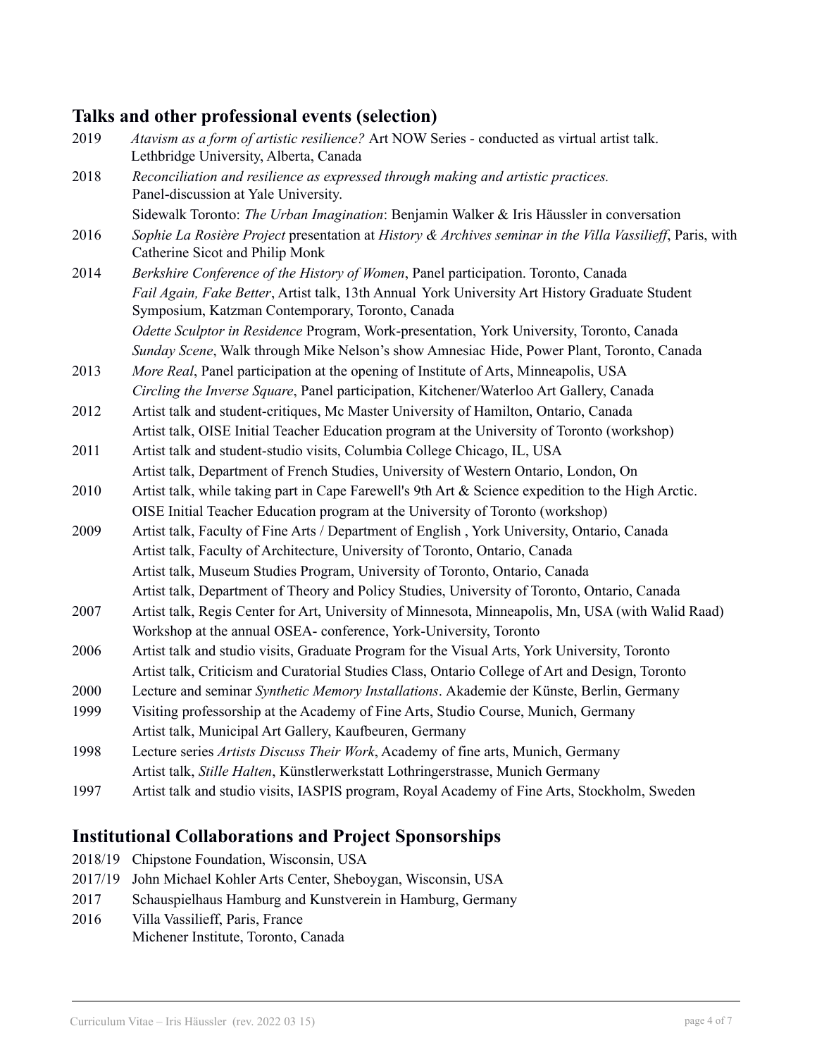## Talks and other professional events (selection)

2019 *Atavism as a form of artistic resilience?* Art NOW Series - conducted as virtual artist talk. Lethbridge University, Alberta, Canada

2018 *Reconciliation and resilience as expressed through making and artistic practices.* Panel-discussion at Yale University.
Sidewalk Toronto: *The Urban Imagination*: Benjamin Walker & Iris Häussler in conversation

2016 *Sophie La Rosière Project* presentation at *History & Archives seminar in the Villa Vassilieff*, Paris, with Catherine Sicot and Philip Monk

2014 *Berkshire Conference of the History of Women*, Panel participation. Toronto, Canada
*Fail Again, Fake Better*, Artist talk, 13th Annual York University Art History Graduate Student Symposium, Katzman Contemporary, Toronto, Canada
*Odette Sculptor in Residence* Program, Work-presentation, York University, Toronto, Canada
*Sunday Scene*, Walk through Mike Nelson's show Amnesiac Hide, Power Plant, Toronto, Canada

2013 *More Real*, Panel participation at the opening of Institute of Arts, Minneapolis, USA
*Circling the Inverse Square*, Panel participation, Kitchener/Waterloo Art Gallery, Canada

2012 Artist talk and student-critiques, Mc Master University of Hamilton, Ontario, Canada
Artist talk, OISE Initial Teacher Education program at the University of Toronto (workshop)

2011 Artist talk and student-studio visits, Columbia College Chicago, IL, USA
Artist talk, Department of French Studies, University of Western Ontario, London, On

2010 Artist talk, while taking part in Cape Farewell's 9th Art & Science expedition to the High Arctic.
OISE Initial Teacher Education program at the University of Toronto (workshop)

2009 Artist talk, Faculty of Fine Arts / Department of English , York University, Ontario, Canada
Artist talk, Faculty of Architecture, University of Toronto, Ontario, Canada
Artist talk, Museum Studies Program, University of Toronto, Ontario, Canada
Artist talk, Department of Theory and Policy Studies, University of Toronto, Ontario, Canada

2007 Artist talk, Regis Center for Art, University of Minnesota, Minneapolis, Mn, USA (with Walid Raad)
Workshop at the annual OSEA- conference, York-University, Toronto

2006 Artist talk and studio visits, Graduate Program for the Visual Arts, York University, Toronto
Artist talk, Criticism and Curatorial Studies Class, Ontario College of Art and Design, Toronto

2000 Lecture and seminar *Synthetic Memory Installations*. Akademie der Künste, Berlin, Germany

1999 Visiting professorship at the Academy of Fine Arts, Studio Course, Munich, Germany
Artist talk, Municipal Art Gallery, Kaufbeuren, Germany

1998 Lecture series *Artists Discuss Their Work*, Academy of fine arts, Munich, Germany
Artist talk, *Stille Halten*, Künstlerwerkstatt Lothringerstrasse, Munich Germany

1997 Artist talk and studio visits, IASPIS program, Royal Academy of Fine Arts, Stockholm, Sweden

## Institutional Collaborations and Project Sponsorships

2018/19 Chipstone Foundation, Wisconsin, USA

2017/19 John Michael Kohler Arts Center, Sheboygan, Wisconsin, USA

2017 Schauspielhaus Hamburg and Kunstverein in Hamburg, Germany

2016 Villa Vassilieff, Paris, France
Michener Institute, Toronto, Canada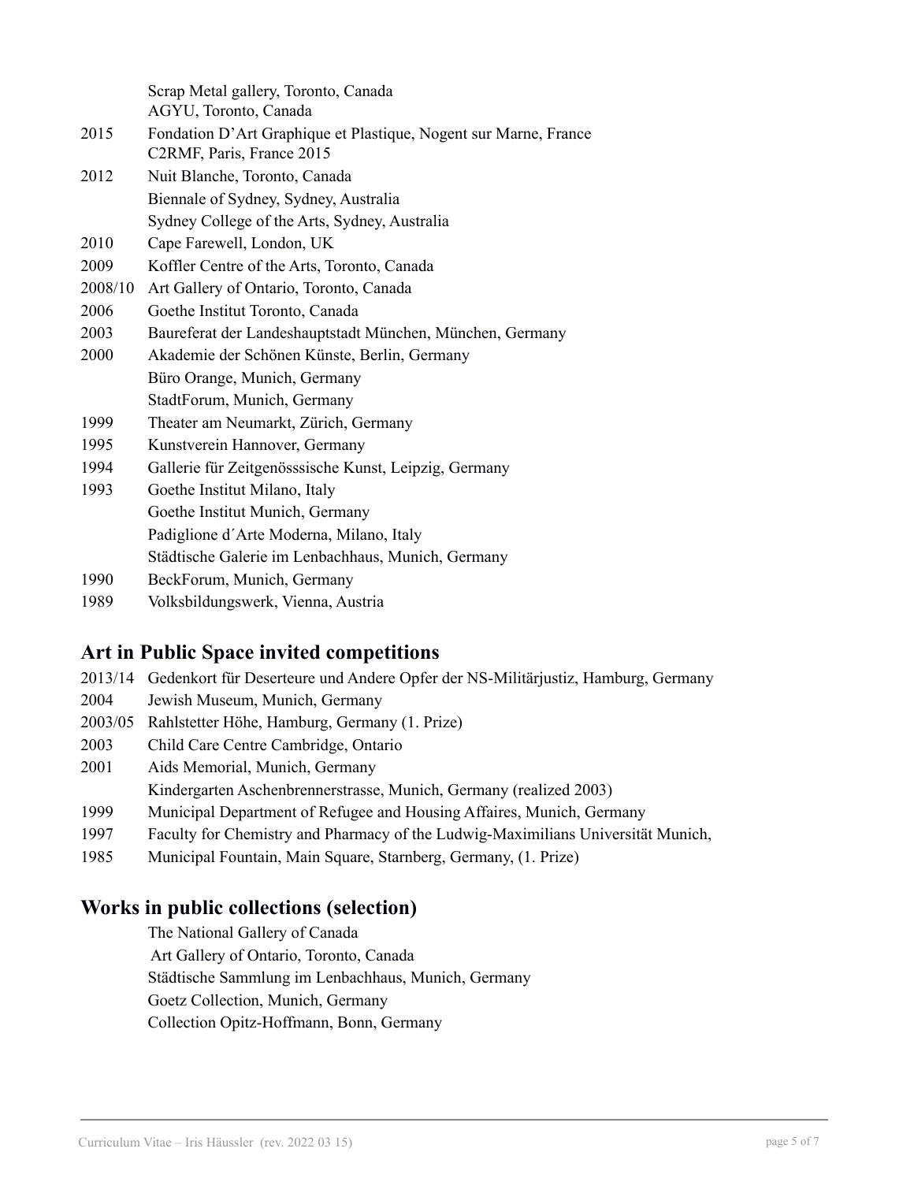Scrap Metal gallery, Toronto, Canada
AGYU, Toronto, Canada

2015 Fondation D'Art Graphique et Plastique, Nogent sur Marne, France
C2RMF, Paris, France 2015

2012 Nuit Blanche, Toronto, Canada
Biennale of Sydney, Sydney, Australia
Sydney College of the Arts, Sydney, Australia

2010 Cape Farewell, London, UK

2009 Koffler Centre of the Arts, Toronto, Canada

2008/10 Art Gallery of Ontario, Toronto, Canada

2006 Goethe Institut Toronto, Canada

2003 Baureferat der Landeshauptstadt München, München, Germany

2000 Akademie der Schönen Künste, Berlin, Germany
Büro Orange, Munich, Germany
StadtForum, Munich, Germany

1999 Theater am Neumarkt, Zürich, Germany

1995 Kunstverein Hannover, Germany

1994 Gallerie für Zeitgenösssische Kunst, Leipzig, Germany

1993 Goethe Institut Milano, Italy
Goethe Institut Munich, Germany
Padiglione d´Arte Moderna, Milano, Italy
Städtische Galerie im Lenbachhaus, Munich, Germany

1990 BeckForum, Munich, Germany

1989 Volksbildungswerk, Vienna, Austria

## Art in Public Space invited competitions

2013/14 Gedenkort für Deserteure und Andere Opfer der NS-Militärjustiz, Hamburg, Germany

2004 Jewish Museum, Munich, Germany

2003/05 Rahlstetter Höhe, Hamburg, Germany (1. Prize)

2003 Child Care Centre Cambridge, Ontario

2001 Aids Memorial, Munich, Germany
Kindergarten Aschenbrennerstrasse, Munich, Germany (realized 2003)

1999 Municipal Department of Refugee and Housing Affaires, Munich, Germany

1997 Faculty for Chemistry and Pharmacy of the Ludwig-Maximilians Universität Munich,

1985 Municipal Fountain, Main Square, Starnberg, Germany, (1. Prize)

## Works in public collections (selection)

The National Gallery of Canada
Art Gallery of Ontario, Toronto, Canada
Städtische Sammlung im Lenbachhaus, Munich, Germany
Goetz Collection, Munich, Germany
Collection Opitz-Hoffmann, Bonn, Germany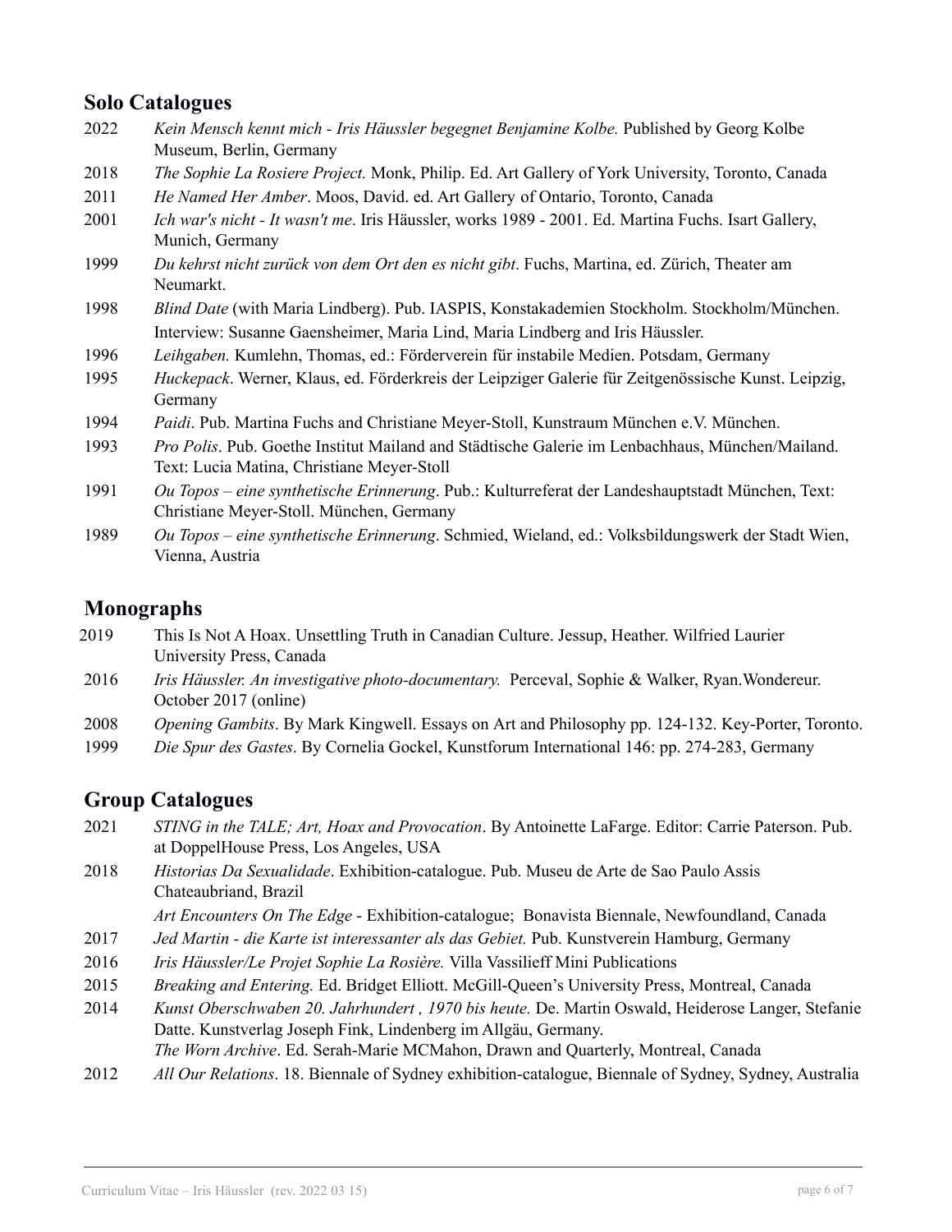## Solo Catalogues

2022 *Kein Mensch kennt mich - Iris Häussler begegnet Benjamine Kolbe.* Published by Georg Kolbe Museum, Berlin, Germany

2018 *The Sophie La Rosiere Project.* Monk, Philip. Ed. Art Gallery of York University, Toronto, Canada

2011 *He Named Her Amber*. Moos, David. ed. Art Gallery of Ontario, Toronto, Canada

2001 *Ich war's nicht - It wasn't me*. Iris Häussler, works 1989 - 2001. Ed. Martina Fuchs. Isart Gallery, Munich, Germany

1999 *Du kehrst nicht zurück von dem Ort den es nicht gibt*. Fuchs, Martina, ed. Zürich, Theater am Neumarkt.

1998 *Blind Date* (with Maria Lindberg). Pub. IASPIS, Konstakademien Stockholm. Stockholm/München. Interview: Susanne Gaensheimer, Maria Lind, Maria Lindberg and Iris Häussler.

1996 *Leihgaben.* Kumlehn, Thomas, ed.: Förderverein für instabile Medien. Potsdam, Germany

1995 *Huckepack*. Werner, Klaus, ed. Förderkreis der Leipziger Galerie für Zeitgenössische Kunst. Leipzig, Germany

1994 *Paidi*. Pub. Martina Fuchs and Christiane Meyer-Stoll, Kunstraum München e.V. München.

1993 *Pro Polis*. Pub. Goethe Institut Mailand and Städtische Galerie im Lenbachhaus, München/Mailand. Text: Lucia Matina, Christiane Meyer-Stoll

1991 *Ou Topos – eine synthetische Erinnerung*. Pub.: Kulturreferat der Landeshauptstadt München, Text: Christiane Meyer-Stoll. München, Germany

1989 *Ou Topos – eine synthetische Erinnerung*. Schmied, Wieland, ed.: Volksbildungswerk der Stadt Wien, Vienna, Austria

## Monographs

2019 This Is Not A Hoax. Unsettling Truth in Canadian Culture. Jessup, Heather. Wilfried Laurier University Press, Canada

2016 *Iris Häussler. An investigative photo-documentary.* Perceval, Sophie & Walker, Ryan.Wondereur. October 2017 (online)

2008 *Opening Gambits*. By Mark Kingwell. Essays on Art and Philosophy pp. 124-132. Key-Porter, Toronto.

1999 *Die Spur des Gastes*. By Cornelia Gockel, Kunstforum International 146: pp. 274-283, Germany

## Group Catalogues

2021 *STING in the TALE; Art, Hoax and Provocation*. By Antoinette LaFarge. Editor: Carrie Paterson. Pub. at DoppelHouse Press, Los Angeles, USA

2018 *Historias Da Sexualidade*. Exhibition-catalogue. Pub. Museu de Arte de Sao Paulo Assis Chateaubriand, Brazil

*Art Encounters On The Edge* - Exhibition-catalogue; Bonavista Biennale, Newfoundland, Canada

2017 *Jed Martin - die Karte ist interessanter als das Gebiet.* Pub. Kunstverein Hamburg, Germany

2016 *Iris Häussler/Le Projet Sophie La Rosière.* Villa Vassilieff Mini Publications

2015 *Breaking and Entering.* Ed. Bridget Elliott. McGill-Queen's University Press, Montreal, Canada

2014 *Kunst Oberschwaben 20. Jahrhundert , 1970 bis heute.* De. Martin Oswald, Heiderose Langer, Stefanie Datte. Kunstverlag Joseph Fink, Lindenberg im Allgäu, Germany.

*The Worn Archive*. Ed. Serah-Marie MCMahon, Drawn and Quarterly, Montreal, Canada

2012 *All Our Relations*. 18. Biennale of Sydney exhibition-catalogue, Biennale of Sydney, Sydney, Australia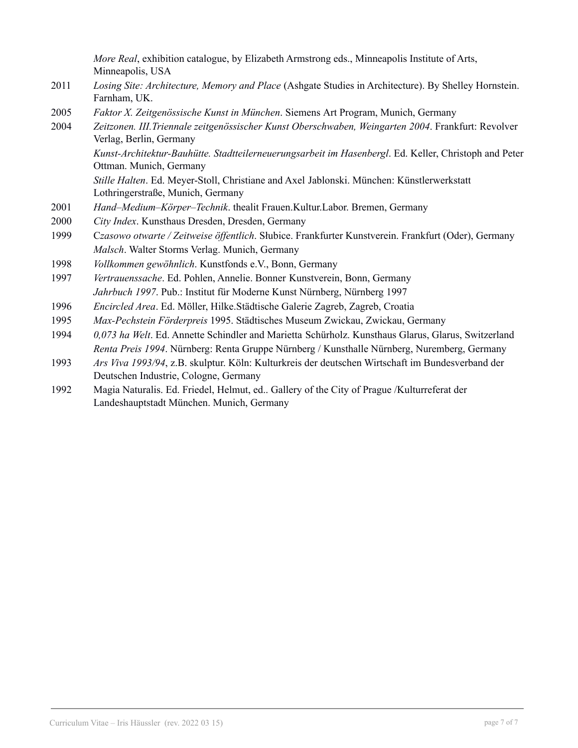*More Real*, exhibition catalogue, by Elizabeth Armstrong eds., Minneapolis Institute of Arts, Minneapolis, USA

2011 *Losing Site: Architecture, Memory and Place* (Ashgate Studies in Architecture). By Shelley Hornstein. Farnham, UK.

2005 *Faktor X. Zeitgenössische Kunst in München*. Siemens Art Program, Munich, Germany

2004 *Zeitzonen. III.Triennale zeitgenössischer Kunst Oberschwaben, Weingarten 2004*. Frankfurt: Revolver Verlag, Berlin, Germany

*Kunst-Architektur-Bauhütte. Stadtteilerneuerungsarbeit im Hasenbergl*. Ed. Keller, Christoph and Peter Ottman. Munich, Germany

*Stille Halten*. Ed. Meyer-Stoll, Christiane and Axel Jablonski. München: Künstlerwerkstatt Lothringerstraße, Munich, Germany

2001 *Hand–Medium–Körper–Technik*. thealit Frauen.Kultur.Labor. Bremen, Germany

2000 *City Index*. Kunsthaus Dresden, Dresden, Germany

1999 C*zasowo otwarte / Zeitweise öffentlich*. Słubice. Frankfurter Kunstverein. Frankfurt (Oder), Germany

*Malsch*. Walter Storms Verlag. Munich, Germany

1998 *Vollkommen gewöhnlich*. Kunstfonds e.V., Bonn, Germany

1997 *Vertrauenssache*. Ed. Pohlen, Annelie. Bonner Kunstverein, Bonn, Germany

*Jahrbuch 1997*. Pub.: Institut für Moderne Kunst Nürnberg, Nürnberg 1997

1996 *Encircled Area*. Ed. Möller, Hilke.Städtische Galerie Zagreb, Zagreb, Croatia

1995 *Max-Pechstein Förderpreis* 1995. Städtisches Museum Zwickau, Zwickau, Germany

1994 *0,073 ha Welt*. Ed. Annette Schindler and Marietta Schürholz. Kunsthaus Glarus, Glarus, Switzerland

*Renta Preis 1994*. Nürnberg: Renta Gruppe Nürnberg / Kunsthalle Nürnberg, Nuremberg, Germany

1993 *Ars Viva 1993/94*, z.B. skulptur. Köln: Kulturkreis der deutschen Wirtschaft im Bundesverband der Deutschen Industrie, Cologne, Germany

1992 Magia Naturalis. Ed. Friedel, Helmut, ed.. Gallery of the City of Prague /Kulturreferat der Landeshauptstadt München. Munich, Germany